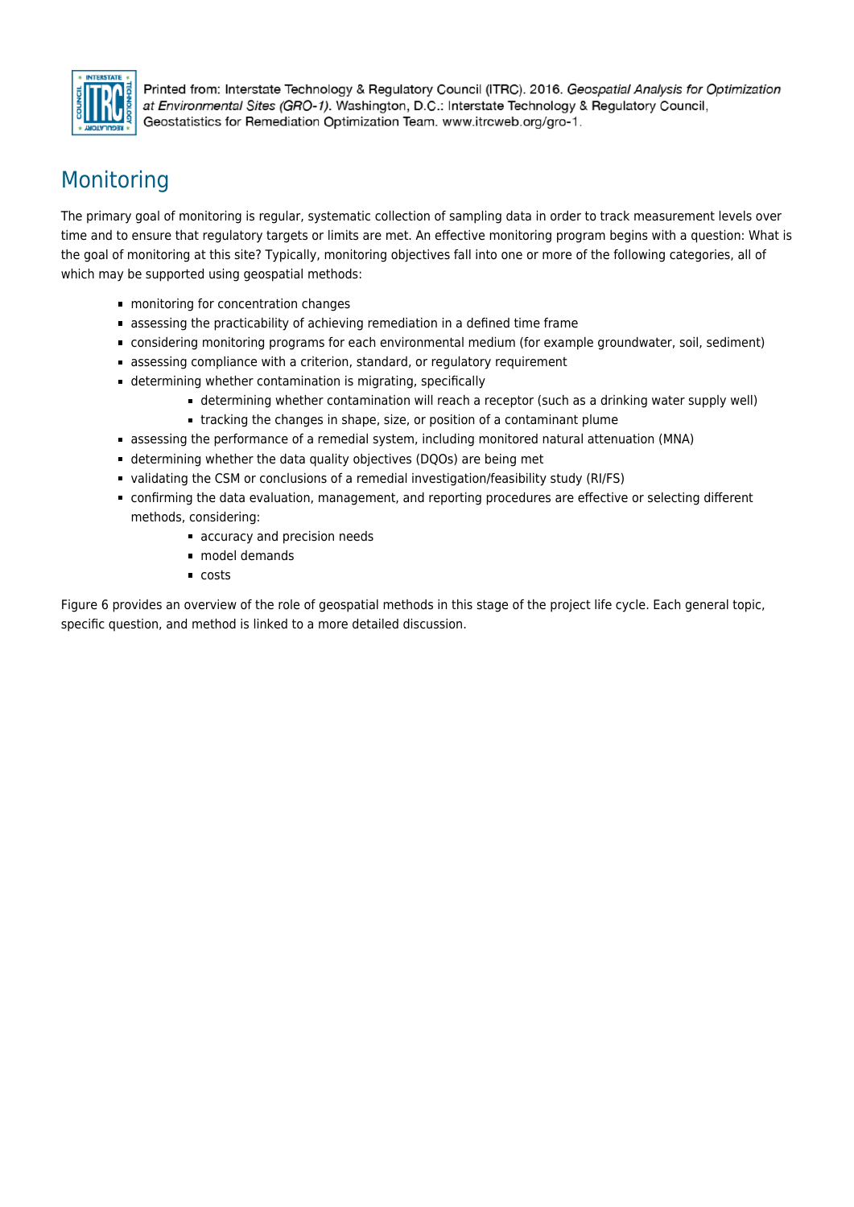# Monitoring

The primary goal of monitoring is regular, systematic collection of sampling data in order to track measurement levels over time and to ensure that regulatory targets or limits are met. An effective monitoring program begins with a question: What is the goal of monitoring at this site? Typically, monitoring objectives fall into one or more of the following categories, all of which may be supported using geospatial methods:

- monitoring for concentration changes
- assessing the practicability of achieving remediation in a defined time frame
- considering monitoring programs for each environmental medium (for example groundwater, soil, sediment)
- assessing compliance with a criterion, standard, or regulatory requirement
- determining whether contamination is migrating, specifically
    - determining whether contamination will reach a receptor (such as a drinking water supply well)
    - tracking the changes in shape, size, or position of a contaminant plume
- assessing the performance of a remedial system, including monitored natural attenuation (MNA)
- determining whether the data quality objectives (DQOs) are being met
- validating the CSM or conclusions of a remedial investigation/feasibility study (RI/FS)
- confirming the data evaluation, management, and reporting procedures are effective or selecting different methods, considering:
    - accuracy and precision needs
    - model demands
    - costs

Figure 6 provides an overview of the role of geospatial methods in this stage of the project life cycle. Each general topic, specific question, and method is linked to a more detailed discussion.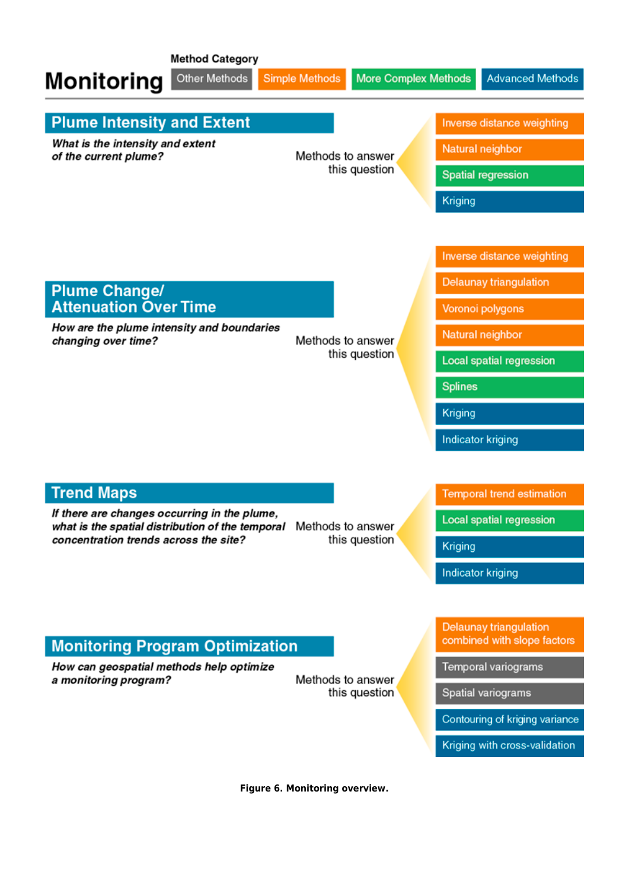# Monitoring

**Method Category:** Other Methods | Simple Methods | More Complex Methods | Advanced Methods

## Plume Intensity and Extent

***What is the intensity and extent of the current plume?***

Methods to answer this question:

- Inverse distance weighting (Simple Methods)
- Natural neighbor (Simple Methods)
- Spatial regression (More Complex Methods)
- Kriging (Advanced Methods)

## Plume Change/ Attenuation Over Time

***How are the plume intensity and boundaries changing over time?***

Methods to answer this question:

- Inverse distance weighting (Simple Methods)
- Delaunay triangulation (Simple Methods)
- Voronoi polygons (Simple Methods)
- Natural neighbor (Simple Methods)
- Local spatial regression (More Complex Methods)
- Splines (More Complex Methods)
- Kriging (Advanced Methods)
- Indicator kriging (Advanced Methods)

## Trend Maps

***If there are changes occurring in the plume, what is the spatial distribution of the temporal concentration trends across the site?***

Methods to answer this question:

- Temporal trend estimation (Simple Methods)
- Local spatial regression (More Complex Methods)
- Kriging (Advanced Methods)
- Indicator kriging (Advanced Methods)

## Monitoring Program Optimization

***How can geospatial methods help optimize a monitoring program?***

Methods to answer this question:

- Delaunay triangulation combined with slope factors (Simple Methods)
- Temporal variograms (Other Methods)
- Spatial variograms (Other Methods)
- Contouring of kriging variance (Advanced Methods)
- Kriging with cross-validation (Advanced Methods)

**Figure 6. Monitoring overview.**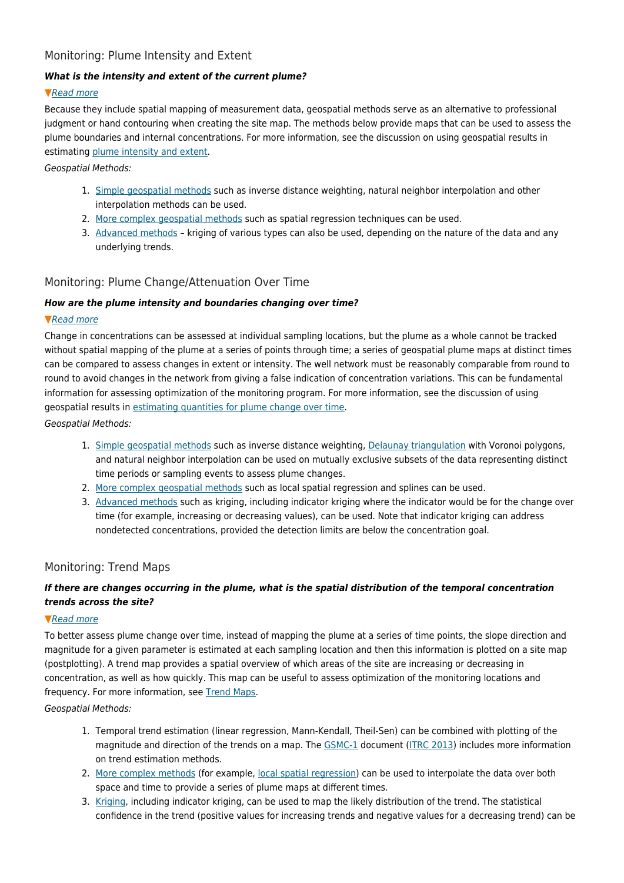## Monitoring: Plume Intensity and Extent

***What is the intensity and extent of the current plume?***

▼*Read more*

Because they include spatial mapping of measurement data, geospatial methods serve as an alternative to professional judgment or hand contouring when creating the site map. The methods below provide maps that can be used to assess the plume boundaries and internal concentrations. For more information, see the discussion on using geospatial results in estimating plume intensity and extent.

*Geospatial Methods:*

1. Simple geospatial methods such as inverse distance weighting, natural neighbor interpolation and other interpolation methods can be used.
2. More complex geospatial methods such as spatial regression techniques can be used.
3. Advanced methods – kriging of various types can also be used, depending on the nature of the data and any underlying trends.

## Monitoring: Plume Change/Attenuation Over Time

***How are the plume intensity and boundaries changing over time?***

▼*Read more*

Change in concentrations can be assessed at individual sampling locations, but the plume as a whole cannot be tracked without spatial mapping of the plume at a series of points through time; a series of geospatial plume maps at distinct times can be compared to assess changes in extent or intensity. The well network must be reasonably comparable from round to round to avoid changes in the network from giving a false indication of concentration variations. This can be fundamental information for assessing optimization of the monitoring program. For more information, see the discussion of using geospatial results in estimating quantities for plume change over time.

*Geospatial Methods:*

1. Simple geospatial methods such as inverse distance weighting, Delaunay triangulation with Voronoi polygons, and natural neighbor interpolation can be used on mutually exclusive subsets of the data representing distinct time periods or sampling events to assess plume changes.
2. More complex geospatial methods such as local spatial regression and splines can be used.
3. Advanced methods such as kriging, including indicator kriging where the indicator would be for the change over time (for example, increasing or decreasing values), can be used. Note that indicator kriging can address nondetected concentrations, provided the detection limits are below the concentration goal.

## Monitoring: Trend Maps

***If there are changes occurring in the plume, what is the spatial distribution of the temporal concentration trends across the site?***

▼*Read more*

To better assess plume change over time, instead of mapping the plume at a series of time points, the slope direction and magnitude for a given parameter is estimated at each sampling location and then this information is plotted on a site map (postplotting). A trend map provides a spatial overview of which areas of the site are increasing or decreasing in concentration, as well as how quickly. This map can be useful to assess optimization of the monitoring locations and frequency. For more information, see Trend Maps.

*Geospatial Methods:*

1. Temporal trend estimation (linear regression, Mann-Kendall, Theil-Sen) can be combined with plotting of the magnitude and direction of the trends on a map. The GSMC-1 document (ITRC 2013) includes more information on trend estimation methods.
2. More complex methods (for example, local spatial regression) can be used to interpolate the data over both space and time to provide a series of plume maps at different times.
3. Kriging, including indicator kriging, can be used to map the likely distribution of the trend. The statistical confidence in the trend (positive values for increasing trends and negative values for a decreasing trend) can be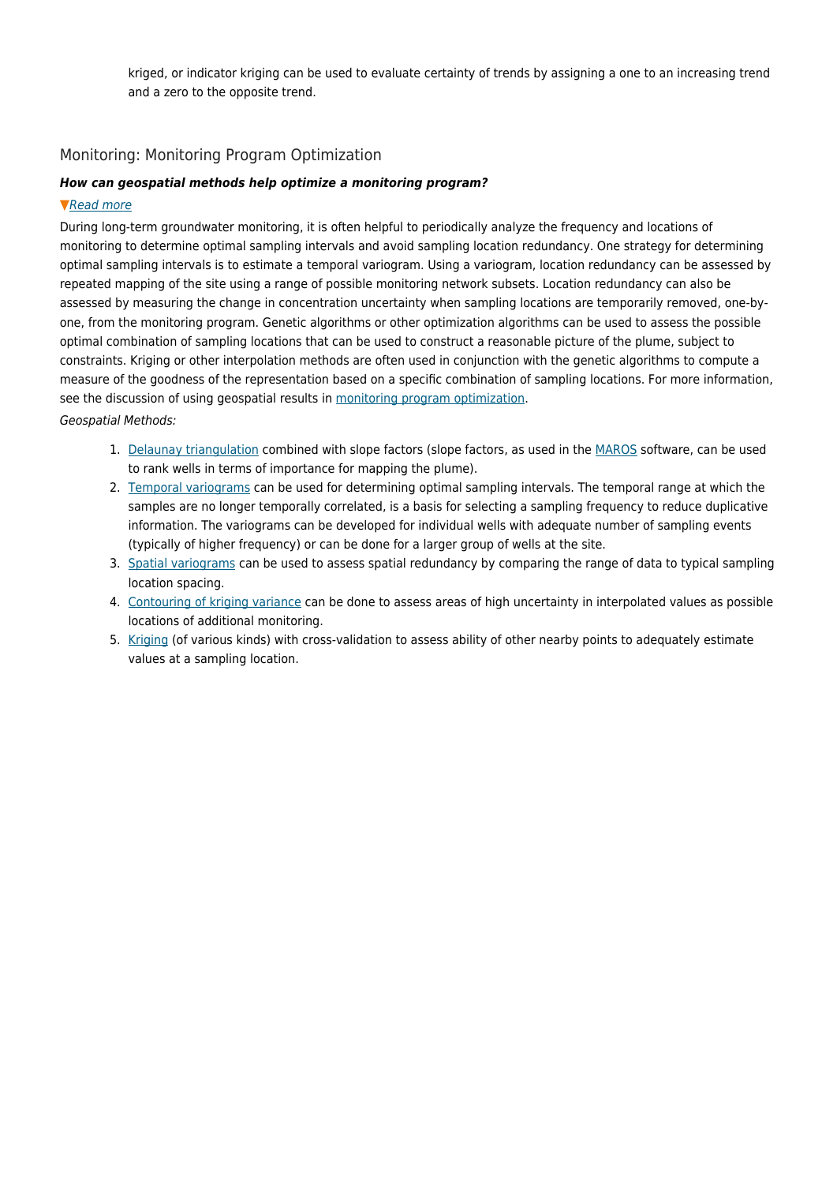kriged, or indicator kriging can be used to evaluate certainty of trends by assigning a one to an increasing trend and a zero to the opposite trend.

## Monitoring: Monitoring Program Optimization

***How can geospatial methods help optimize a monitoring program?***

▼*Read more*

During long-term groundwater monitoring, it is often helpful to periodically analyze the frequency and locations of monitoring to determine optimal sampling intervals and avoid sampling location redundancy. One strategy for determining optimal sampling intervals is to estimate a temporal variogram. Using a variogram, location redundancy can be assessed by repeated mapping of the site using a range of possible monitoring network subsets. Location redundancy can also be assessed by measuring the change in concentration uncertainty when sampling locations are temporarily removed, one-by-one, from the monitoring program. Genetic algorithms or other optimization algorithms can be used to assess the possible optimal combination of sampling locations that can be used to construct a reasonable picture of the plume, subject to constraints. Kriging or other interpolation methods are often used in conjunction with the genetic algorithms to compute a measure of the goodness of the representation based on a specific combination of sampling locations. For more information, see the discussion of using geospatial results in monitoring program optimization.

*Geospatial Methods:*

1. Delaunay triangulation combined with slope factors (slope factors, as used in the MAROS software, can be used to rank wells in terms of importance for mapping the plume).
2. Temporal variograms can be used for determining optimal sampling intervals. The temporal range at which the samples are no longer temporally correlated, is a basis for selecting a sampling frequency to reduce duplicative information. The variograms can be developed for individual wells with adequate number of sampling events (typically of higher frequency) or can be done for a larger group of wells at the site.
3. Spatial variograms can be used to assess spatial redundancy by comparing the range of data to typical sampling location spacing.
4. Contouring of kriging variance can be done to assess areas of high uncertainty in interpolated values as possible locations of additional monitoring.
5. Kriging (of various kinds) with cross-validation to assess ability of other nearby points to adequately estimate values at a sampling location.